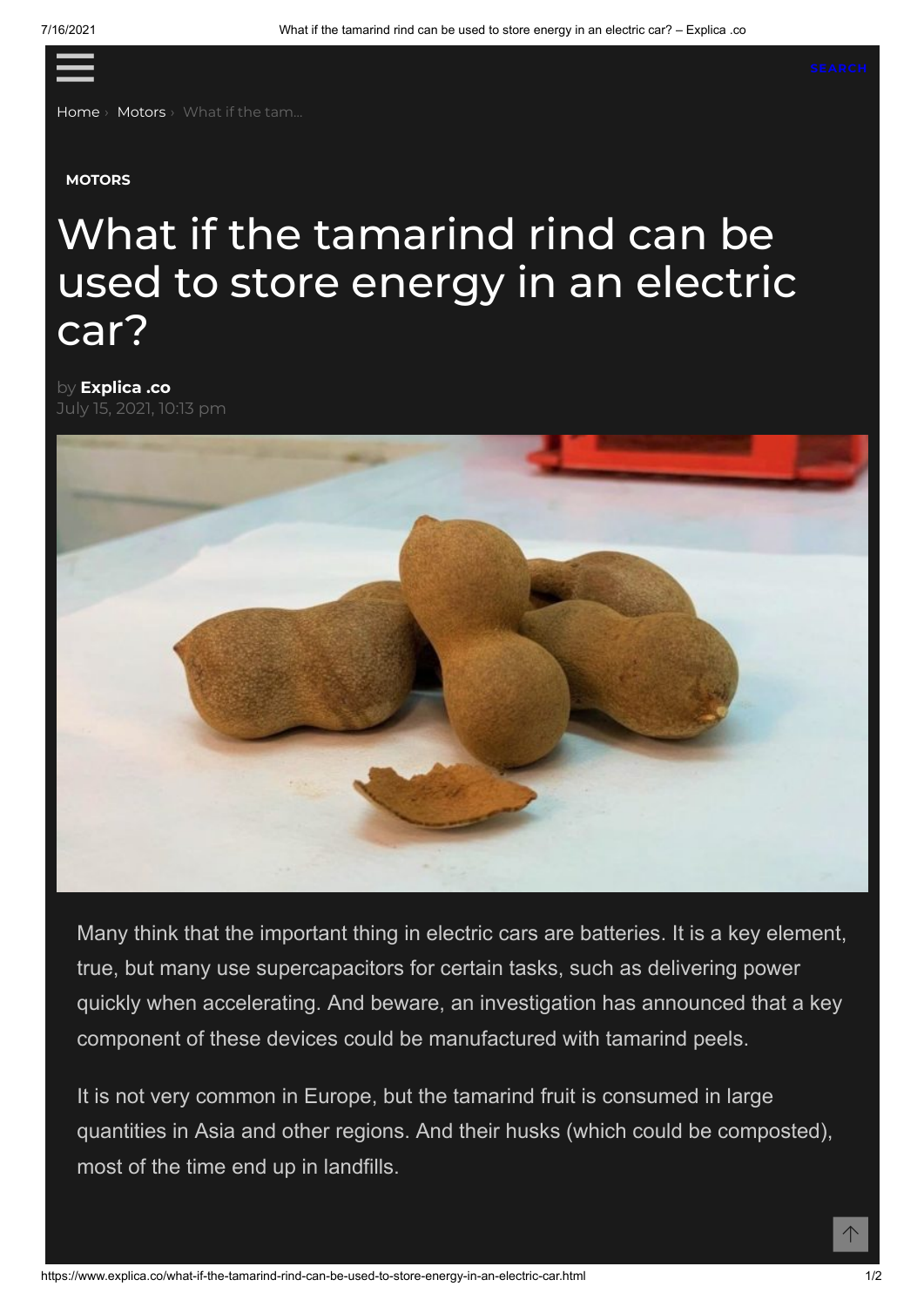Home › Motors › What if the tam...

MOTORS

# What if the tamarind rind can be used to store energy in an electric car?

by **Explica .co**
July 15, 2021, 10:13 pm

Many think that the important thing in electric cars are batteries. It is a key element, true, but many use supercapacitors for certain tasks, such as delivering power quickly when accelerating. And beware, an investigation has announced that a key component of these devices could be manufactured with tamarind peels.

It is not very common in Europe, but the tamarind fruit is consumed in large quantities in Asia and other regions. And their husks (which could be composted), most of the time end up in landfills.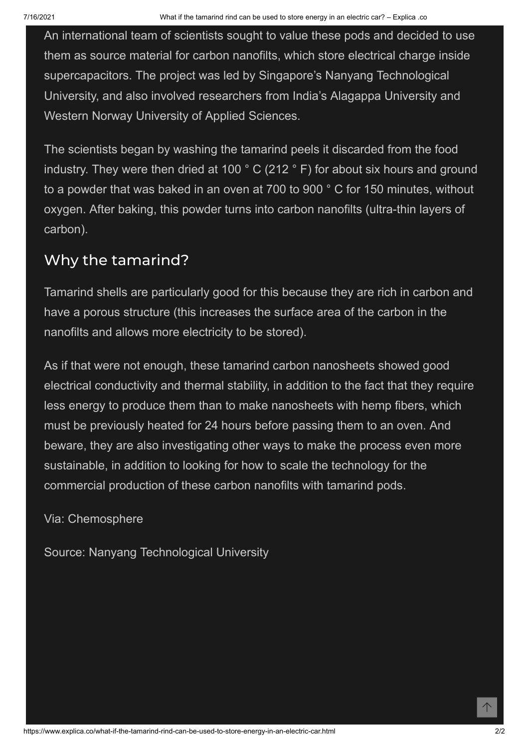An international team of scientists sought to value these pods and decided to use them as source material for carbon nanofilts, which store electrical charge inside supercapacitors. The project was led by Singapore's Nanyang Technological University, and also involved researchers from India's Alagappa University and Western Norway University of Applied Sciences.

The scientists began by washing the tamarind peels it discarded from the food industry. They were then dried at 100 ° C (212 ° F) for about six hours and ground to a powder that was baked in an oven at 700 to 900 ° C for 150 minutes, without oxygen. After baking, this powder turns into carbon nanofilts (ultra-thin layers of carbon).

## Why the tamarind?

Tamarind shells are particularly good for this because they are rich in carbon and have a porous structure (this increases the surface area of the carbon in the nanofilts and allows more electricity to be stored).

As if that were not enough, these tamarind carbon nanosheets showed good electrical conductivity and thermal stability, in addition to the fact that they require less energy to produce them than to make nanosheets with hemp fibers, which must be previously heated for 24 hours before passing them to an oven. And beware, they are also investigating other ways to make the process even more sustainable, in addition to looking for how to scale the technology for the commercial production of these carbon nanofilts with tamarind pods.

Via: Chemosphere

Source: Nanyang Technological University